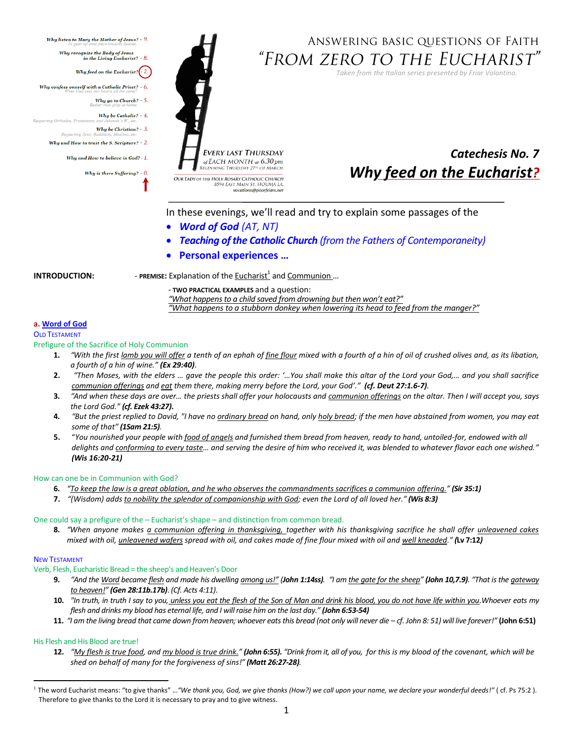Why listen to Mary the Mother of Jesus? - 9.
To gear up ones pace towards heaven.

Why recognize the Body of Jesus in the Living Eucharist? - 8.

Why feed on the Eucharist? - 7.

Why confess oneself with a Catholic Priest? - 6.
When God sees our hearts all the same?

Why go to Church? - 5.
Rather than pray at home.

Why be Catholic? - 4.
Respecting Orthodox, Protestants, and Jehovah's W., etc.

Why be Christian? - 3.
Respecting Jews, Buddhists, Muslims, etc.

Why and How to trust the S. Scripture? - 2.

Why and How to believe in God? - 1.

Why is there Suffering? - 0.

EVERY LAST THURSDAY of EACH MONTH at 6.30 pm
BEGINNING THURSDAY 27th OF MARCH

OUR LADY OF THE HOLY ROSARY CATHOLIC CHURCH
8594 EAST MAIN ST. HOUMA LA
vocations@poorfriars.net

# ANSWERING BASIC QUESTIONS OF FAITH
# "FROM ZERO TO THE EUCHARIST"

*Taken from the Italian series presented by Friar Volantino.*

## *Catechesis No. 7*
## *Why feed on the Eucharist?*

In these evenings, we'll read and try to explain some passages of the

- ***Word of God*** *(AT, NT)*
- ***Teaching of the Catholic Church*** *(from the Fathers of Contemporaneity)*
- **Personal experiences …**

**INTRODUCTION:** - **PREMISE:** Explanation of the Eucharist[1] and Communion …

- **TWO PRACTICAL EXAMPLES** and a question:
*"What happens to a child saved from drowning but then won't eat?"*
*"What happens to a stubborn donkey when lowering its head to feed from the manger?"*

**a. Word of God**

OLD TESTAMENT

Prefigure of the Sacrifice of Holy Communion

1. *"With the first lamb you will offer a tenth of an ephah of fine flour mixed with a fourth of a hin of oil of crushed olives and, as its libation, a fourth of a hin of wine." **(Ex 29:40)**.*
2. *"Then Moses, with the elders … gave the people this order: '…You shall make this altar of the Lord your God,… and you shall sacrifice communion offerings and eat them there, making merry before the Lord, your God'." **(cf. Deut 27:1.6-7)**.*
3. *"And when these days are over… the priests shall offer your holocausts and communion offerings on the altar. Then I will accept you, says the Lord God." **(cf. Ezek 43:27).***
4. *"But the priest replied to David, "I have no ordinary bread on hand, only holy bread; if the men have abstained from women, you may eat some of that" **(1Sam 21:5)**.*
5. *"You nourished your people with food of angels and furnished them bread from heaven, ready to hand, untoiled-for, endowed with all delights and conforming to every taste… and serving the desire of him who received it, was blended to whatever flavor each one wished." **(Wis 16:20-21)***

How can one be in Communion with God?

6. *"To keep the law is a great oblation, and he who observes the commandments sacrifices a communion offering." **(Sir 35:1)***
7. *"(Wisdom) adds to nobility the splendor of companionship with God; even the Lord of all loved her." **(Wis 8:3)***

One could say a prefigure of the – Eucharist's shape – and distinction from common bread.

8. *"When anyone makes a communion offering in thanksgiving, together with his thanksgiving sacrifice he shall offer unleavened cakes mixed with oil, unleavened wafers spread with oil, and cakes made of fine flour mixed with oil and well kneaded." **(Lv 7:12)***

NEW TESTAMENT

Verb, Flesh, Eucharistic Bread = the sheep's and Heaven's Door

9. *"And the Word became flesh and made his dwelling among us!" **(John 1:14ss)**. "I am the gate for the sheep" **(John 10,7.9)**. "That is the gateway to heaven!" **(Gen 28:11b.17b)**. (Cf. Acts 4:11).*
10. *"In truth, in truth I say to you, unless you eat the flesh of the Son of Man and drink his blood, you do not have life within you. Whoever eats my flesh and drinks my blood has eternal life, and I will raise him on the last day." **(John 6:53-54)***
11. *"I am the living bread that came down from heaven; whoever eats this bread (not only will never die – cf. John 8: 51) will live forever!"* **(John 6:51)**

His Flesh and His Blood are true!

12. *"My flesh is true food, and my blood is true drink." **(John 6:55)**. "Drink from it, all of you, for this is my blood of the covenant, which will be shed on behalf of many for the forgiveness of sins!" **(Matt 26:27-28)**.*

[1] The word Eucharist means: "to give thanks" …*"We thank you, God, we give thanks (How?) we call upon your name, we declare your wonderful deeds!"* ( cf. Ps 75:2 ). Therefore to give thanks to the Lord it is necessary to pray and to give witness.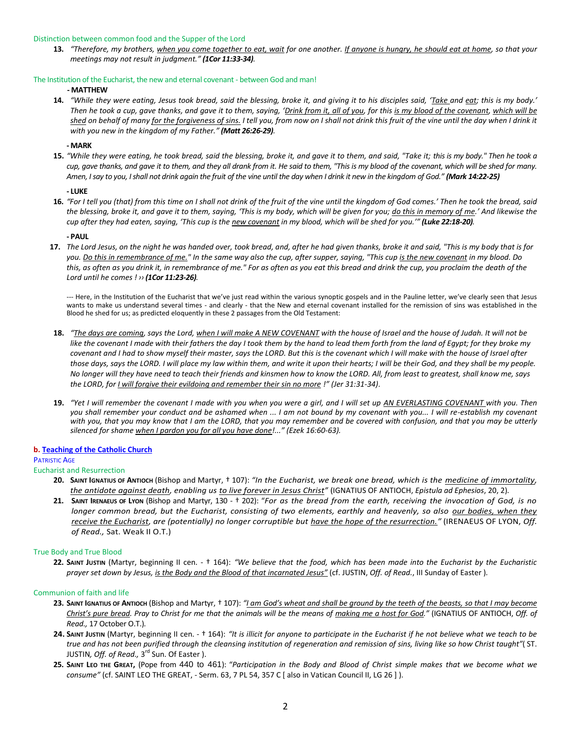Distinction between common food and the Supper of the Lord

**13.** *"Therefore, my brothers, <u>when you come together to eat, wait</u> for one another. <u>If anyone is hungry, he should eat at home</u>, so that your meetings may not result in judgment."* ***(1Cor 11:33-34).***

The Institution of the Eucharist, the new and eternal covenant - between God and man!

**- MATTHEW**

**14.** *"While they were eating, Jesus took bread, said the blessing, broke it, and giving it to his disciples said, '<u>Take</u> and <u>eat</u>; this is my body.' Then he took a cup, gave thanks, and gave it to them, saying, '<u>Drink from it, all of you</u>, for this <u>is my blood of the covenant</u>, <u>which will be shed</u> on behalf of many <u>for the forgiveness of sins.</u> I tell you, from now on I shall not drink this fruit of the vine until the day when I drink it with you new in the kingdom of my Father."* ***(Matt 26:26-29).***

**- MARK**

**15.** *"While they were eating, he took bread, said the blessing, broke it, and gave it to them, and said, "Take it; this is my body." Then he took a cup, gave thanks, and gave it to them, and they all drank from it. He said to them, "This is my blood of the covenant, which will be shed for many. Amen, I say to you, I shall not drink again the fruit of the vine until the day when I drink it new in the kingdom of God."* ***(Mark 14:22-25)***

**- LUKE**

**16.** *"For I tell you (that) from this time on I shall not drink of the fruit of the vine until the kingdom of God comes.' Then he took the bread, said the blessing, broke it, and gave it to them, saying, 'This is my body, which will be given for you; <u>do this in memory of me</u>.' And likewise the cup after they had eaten, saying, 'This cup is the <u>new covenant</u> in my blood, which will be shed for you.'"* ***(Luke 22:18-20).***

**- PAUL**

**17.** *The Lord Jesus, on the night he was handed over, took bread, and, after he had given thanks, broke it and said, "This is my body that is for you. <u>Do this in remembrance of me.</u>" In the same way also the cup, after supper, saying, "This cup <u>is the new covenant</u> in my blood. Do this, as often as you drink it, in remembrance of me." For as often as you eat this bread and drink the cup, you proclaim the death of the Lord until he comes ! ››* ***(1Cor 11:23-26).***

--- Here, in the Institution of the Eucharist that we've just read within the various synoptic gospels and in the Pauline letter, we've clearly seen that Jesus wants to make us understand several times - and clearly - that the New and eternal covenant installed for the remission of sins was established in the Blood he shed for us; as predicted eloquently in these 2 passages from the Old Testament:

**18.** *"<u>The days are coming</u>, says the Lord, <u>when I will make A NEW COVENANT</u> with the house of Israel and the house of Judah. It will not be like the covenant I made with their fathers the day I took them by the hand to lead them forth from the land of Egypt; for they broke my covenant and I had to show myself their master, says the LORD. But this is the covenant which I will make with the house of Israel after those days, says the LORD. I will place my law within them, and write it upon their hearts; I will be their God, and they shall be my people. No longer will they have need to teach their friends and kinsmen how to know the LORD. All, from least to greatest, shall know me, says the LORD, for <u>I will forgive their evildoing and remember their sin no more</u> !" (Jer 31:31-34).*

**19.** *"Yet I will remember the covenant I made with you when you were a girl, and I will set up <u>AN EVERLASTING COVENANT</u> with you. Then you shall remember your conduct and be ashamed when ... I am not bound by my covenant with you... I will re-establish my covenant with you, that you may know that I am the LORD, that you may remember and be covered with confusion, and that you may be utterly silenced for shame <u>when I pardon you for all you have done</u>!..." (Ezek 16:60-63).*

### b. Teaching of the Catholic Church

PATRISTIC AGE

Eucharist and Resurrection

**20.** **SAINT IGNATIUS OF ANTIOCH** (Bishop and Martyr, † 107): *"In the Eucharist, we break one bread, which is the <u>medicine of immortality</u>, <u>the antidote against death</u>, enabling us <u>to live forever in Jesus Christ</u>"* (IGNATIUS OF ANTIOCH, *Epistula ad Ephesios*, 20, 2).

**21.** **SAINT IRENAEUS OF LYON** (Bishop and Martyr, 130 - † 202): "*For as the bread from the earth, receiving the invocation of God, is no longer common bread, but the Eucharist, consisting of two elements, earthly and heavenly, so also <u>our bodies, when they receive the Eucharist</u>, are (potentially) no longer corruptible but <u>have the hope of the resurrection."</u>* (IRENAEUS OF LYON, *Off. of Read.,* Sat. Weak II O.T.)

True Body and True Blood

**22.** **SAINT JUSTIN** (Martyr, beginning II cen. - † 164): *"We believe that the food, which has been made into the Eucharist by the Eucharistic prayer set down by Jesus, <u>is the Body and the Blood of that incarnated Jesus"</u>* (cf. JUSTIN, *Off. of Read.*, III Sunday of Easter ).

Communion of faith and life

**23.** **SAINT IGNATIUS OF ANTIOCH** (Bishop and Martyr, † 107): *"<u>I am God's wheat and shall be ground by the teeth of the beasts, so that I may become Christ's pure bread</u>. Pray to Christ for me that the animals will be the means of <u>making me a host for God</u>."* (IGNATIUS OF ANTIOCH, *Off. of Read.,* 17 October O.T.).

**24.** **SAINT JUSTIN** (Martyr, beginning II cen. - † 164): *"It is illicit for anyone to participate in the Eucharist if he not believe what we teach to be true and has not been purified through the cleansing institution of regeneration and remission of sins, living like so how Christ taught"*( ST. JUSTIN*, Off. of Read.,* 3rd Sun. Of Easter ).

**25.** **SAINT LEO THE GREAT,** (Pope from 440 to 461): "*Participation in the Body and Blood of Christ simple makes that we become what we consume"* (cf. SAINT LEO THE GREAT, - Serm. 63, 7 PL 54, 357 C [ also in Vatican Council II, LG 26 ] ).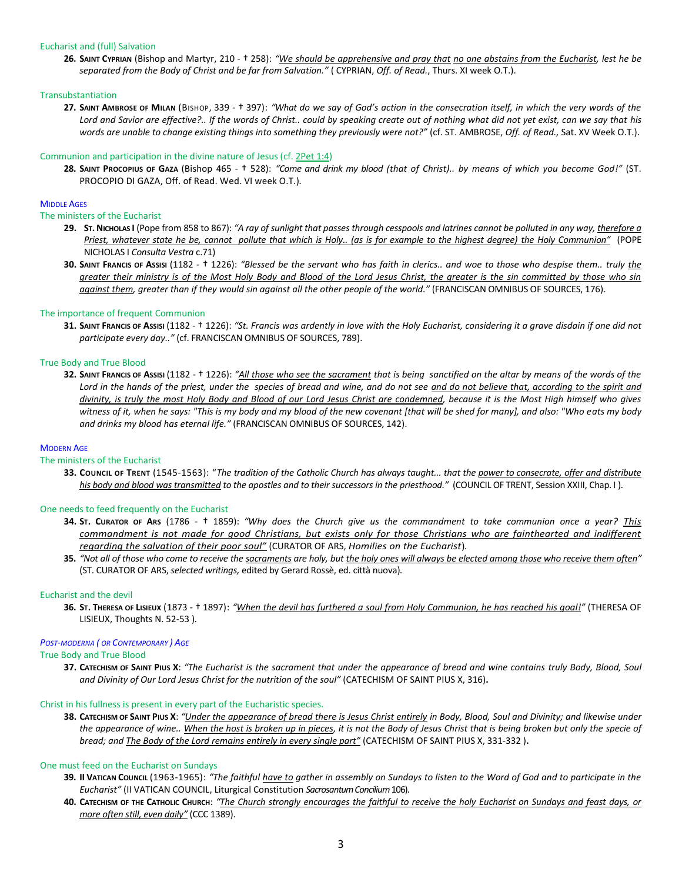### Eucharist and (full) Salvation

**26. Saint Cyprian** (Bishop and Martyr, 210 - † 258): *"We should be apprehensive and pray that no one abstains from the Eucharist, lest he be separated from the Body of Christ and be far from Salvation."* ( CYPRIAN, *Off. of Read.*, Thurs. XI week O.T.).

### Transubstantiation

**27. Saint Ambrose of Milan** (Bishop, 339 - † 397): *"What do we say of God's action in the consecration itself, in which the very words of the Lord and Savior are effective?.. If the words of Christ.. could by speaking create out of nothing what did not yet exist, can we say that his words are unable to change existing things into something they previously were not?"* (cf. ST. AMBROSE, *Off. of Read.,* Sat. XV Week O.T.).

### Communion and participation in the divine nature of Jesus (cf. 2Pet 1:4)

**28. Saint Procopius of Gaza** (Bishop 465 - † 528): *"Come and drink my blood (that of Christ).. by means of which you become God!"* (ST. PROCOPIO DI GAZA, Off. of Read. Wed. VI week O.T.).

## Middle Ages

### The ministers of the Eucharist

**29. St. Nicholas I** (Pope from 858 to 867): *"A ray of sunlight that passes through cesspools and latrines cannot be polluted in any way, therefore a Priest, whatever state he be, cannot pollute that which is Holy.. (as is for example to the highest degree) the Holy Communion"* (POPE NICHOLAS I *Consulta Vestra* c.71)

**30. Saint Francis of Assisi** (1182 - † 1226): *"Blessed be the servant who has faith in clerics.. and woe to those who despise them.. truly the greater their ministry is of the Most Holy Body and Blood of the Lord Jesus Christ, the greater is the sin committed by those who sin against them, greater than if they would sin against all the other people of the world."* (FRANCISCAN OMNIBUS OF SOURCES, 176).

### The importance of frequent Communion

**31. Saint Francis of Assisi** (1182 - † 1226): *"St. Francis was ardently in love with the Holy Eucharist, considering it a grave disdain if one did not participate every day.."* (cf. FRANCISCAN OMNIBUS OF SOURCES, 789).

### True Body and True Blood

**32. Saint Francis of Assisi** (1182 - † 1226): *"All those who see the sacrament that is being sanctified on the altar by means of the words of the Lord in the hands of the priest, under the species of bread and wine, and do not see and do not believe that, according to the spirit and divinity, is truly the most Holy Body and Blood of our Lord Jesus Christ are condemned, because it is the Most High himself who gives witness of it, when he says: "This is my body and my blood of the new covenant [that will be shed for many], and also: "Who eats my body and drinks my blood has eternal life."* (FRANCISCAN OMNIBUS OF SOURCES, 142).

## Modern Age

### The ministers of the Eucharist

**33. Council of Trent** (1545-1563): "*The tradition of the Catholic Church has always taught... that the power to consecrate, offer and distribute his body and blood was transmitted to the apostles and to their successors in the priesthood."* (COUNCIL OF TRENT, Session XXIII, Chap. I ).

### One needs to feed frequently on the Eucharist

**34. St. Curator of Ars** (1786 - † 1859): *"Why does the Church give us the commandment to take communion once a year? This commandment is not made for good Christians, but exists only for those Christians who are fainthearted and indifferent regarding the salvation of their poor soul"* (CURATOR OF ARS, *Homilies on the Eucharist*).

**35.** *"Not all of those who come to receive the sacraments are holy, but the holy ones will always be elected among those who receive them often"* (ST. CURATOR OF ARS, *selected writings,* edited by Gerard Rossè, ed. città nuova).

### Eucharist and the devil

**36. St. Theresa of Lisieux** (1873 - † 1897): *"When the devil has furthered a soul from Holy Communion, he has reached his goal!"* (THERESA OF LISIEUX, Thoughts N. 52-53 ).

## *Post-moderna ( or Contemporary ) Age*

### True Body and True Blood

**37. Catechism of Saint Pius X**: *"The Eucharist is the sacrament that under the appearance of bread and wine contains truly Body, Blood, Soul and Divinity of Our Lord Jesus Christ for the nutrition of the soul"* (CATECHISM OF SAINT PIUS X, 316)**.**

### Christ in his fullness is present in every part of the Eucharistic species.

**38. Catechism of Saint Pius X**: *"Under the appearance of bread there is Jesus Christ entirely in Body, Blood, Soul and Divinity; and likewise under the appearance of wine.. When the host is broken up in pieces, it is not the Body of Jesus Christ that is being broken but only the specie of bread; and The Body of the Lord remains entirely in every single part"* (CATECHISM OF SAINT PIUS X, 331-332 )**.**

### One must feed on the Eucharist on Sundays

**39. II Vatican Council** (1963-1965): *"The faithful have to gather in assembly on Sundays to listen to the Word of God and to participate in the Eucharist"* (II VATICAN COUNCIL, Liturgical Constitution *Sacrosantum Concilium* 106).

**40. Catechism of the Catholic Church**: *"The Church strongly encourages the faithful to receive the holy Eucharist on Sundays and feast days, or more often still, even daily"* (CCC 1389).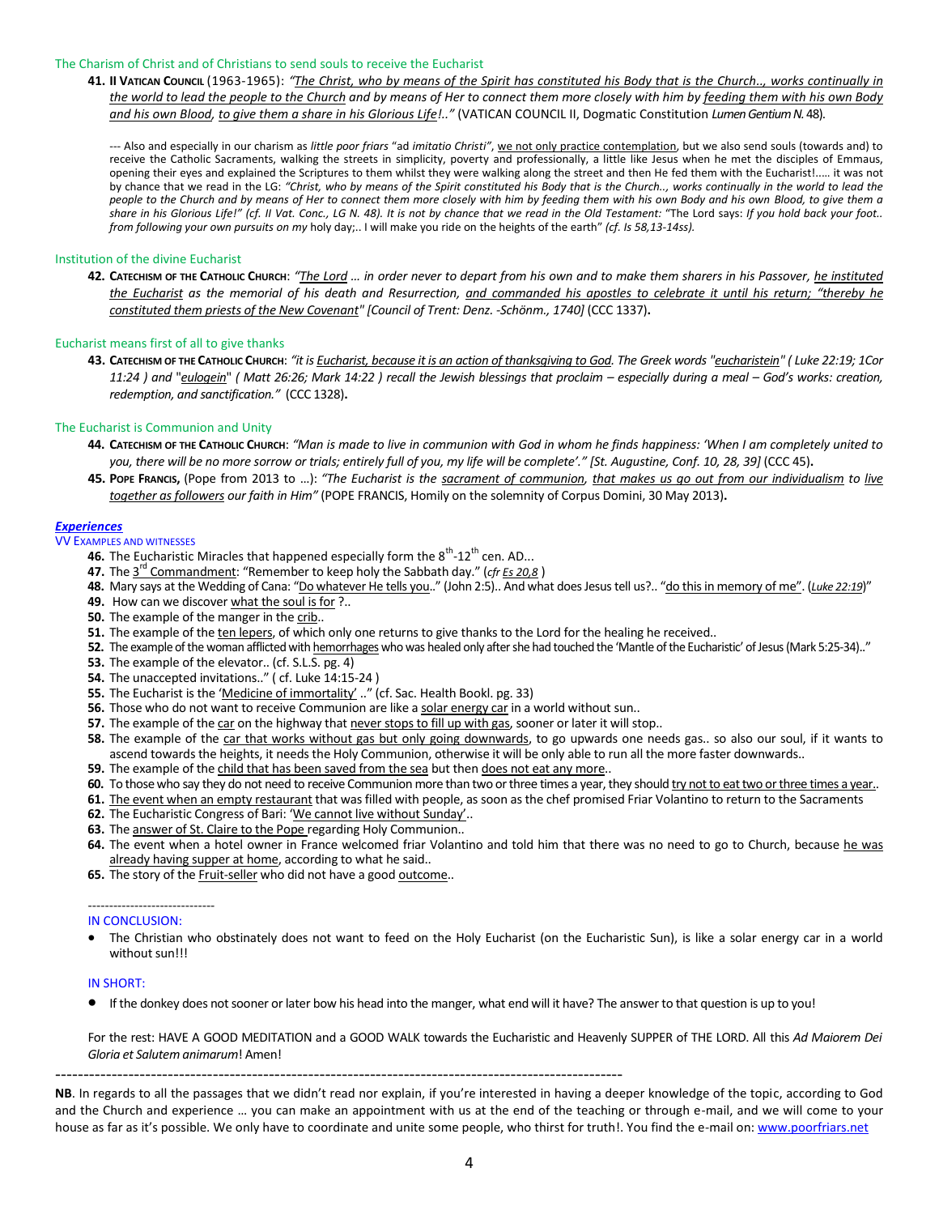### The Charism of Christ and of Christians to send souls to receive the Eucharist

**41. II Vatican Council** (1963-1965): *"The Christ, who by means of the Spirit has constituted his Body that is the Church.., works continually in the world to lead the people to the Church and by means of Her to connect them more closely with him by feeding them with his own Body and his own Blood, to give them a share in his Glorious Life!.."* (VATICAN COUNCIL II, Dogmatic Constitution *Lumen Gentium N.* 48).

--- Also and especially in our charism as *little poor friars* "ad *imitatio Christi"*, we not only practice contemplation, but we also send souls (towards and) to receive the Catholic Sacraments, walking the streets in simplicity, poverty and professionally, a little like Jesus when he met the disciples of Emmaus, opening their eyes and explained the Scriptures to them whilst they were walking along the street and then He fed them with the Eucharist!..... it was not by chance that we read in the LG: *"Christ, who by means of the Spirit constituted his Body that is the Church.., works continually in the world to lead the people to the Church and by means of Her to connect them more closely with him by feeding them with his own Body and his own Blood, to give them a share in his Glorious Life!" (cf. II Vat. Conc., LG N. 48). It is not by chance that we read in the Old Testament:* "The Lord says: *If you hold back your foot.. from following your own pursuits on my* holy day;.. I will make you ride on the heights of the earth" *(cf. Is 58,13-14ss).*

### Institution of the divine Eucharist

**42. Catechism of the Catholic Church**: *"The Lord … in order never to depart from his own and to make them sharers in his Passover, he instituted the Eucharist as the memorial of his death and Resurrection, and commanded his apostles to celebrate it until his return; "thereby he constituted them priests of the New Covenant" [Council of Trent: Denz. -Schönm., 1740]* (CCC 1337)**.**

### Eucharist means first of all to give thanks

**43. Catechism of the Catholic Church**: *"it is Eucharist, because it is an action of thanksgiving to God. The Greek words "eucharistein" ( Luke 22:19; 1Cor 11:24 ) and "eulogein" ( Matt 26:26; Mark 14:22 ) recall the Jewish blessings that proclaim – especially during a meal – God's works: creation, redemption, and sanctification."* (CCC 1328)**.**

### The Eucharist is Communion and Unity

**44. Catechism of the Catholic Church**: *"Man is made to live in communion with God in whom he finds happiness: 'When I am completely united to you, there will be no more sorrow or trials; entirely full of you, my life will be complete'." [St. Augustine, Conf. 10, 28, 39]* (CCC 45)**.**

**45. Pope Francis,** (Pope from 2013 to …): *"The Eucharist is the sacrament of communion, that makes us go out from our individualism to live together as followers our faith in Him"* (POPE FRANCIS, Homily on the solemnity of Corpus Domini, 30 May 2013)**.**

### *Experiences*

VV Examples and witnesses

46. The Eucharistic Miracles that happened especially form the 8th-12th cen. AD...
47. The 3rd Commandment: "Remember to keep holy the Sabbath day." (*cfr Es 20,8* )
48. Mary says at the Wedding of Cana: "Do whatever He tells you.." (John 2:5).. And what does Jesus tell us?.. "do this in memory of me". (*Luke 22:19*)"
49. How can we discover what the soul is for ?..
50. The example of the manger in the crib..
51. The example of the ten lepers, of which only one returns to give thanks to the Lord for the healing he received..
52. The example of the woman afflicted with hemorrhages who was healed only after she had touched the 'Mantle of the Eucharistic' of Jesus (Mark 5:25-34).."
53. The example of the elevator.. (cf. S.L.S. pg. 4)
54. The unaccepted invitations.." ( cf. Luke 14:15-24 )
55. The Eucharist is the 'Medicine of immortality' .." (cf. Sac. Health Bookl. pg. 33)
56. Those who do not want to receive Communion are like a solar energy car in a world without sun..
57. The example of the car on the highway that never stops to fill up with gas, sooner or later it will stop..
58. The example of the car that works without gas but only going downwards, to go upwards one needs gas.. so also our soul, if it wants to ascend towards the heights, it needs the Holy Communion, otherwise it will be only able to run all the more faster downwards..
59. The example of the child that has been saved from the sea but then does not eat any more..
60. To those who say they do not need to receive Communion more than two or three times a year, they should try not to eat two or three times a year..
61. The event when an empty restaurant that was filled with people, as soon as the chef promised Friar Volantino to return to the Sacraments
62. The Eucharistic Congress of Bari: 'We cannot live without Sunday'..
63. The answer of St. Claire to the Pope regarding Holy Communion..
64. The event when a hotel owner in France welcomed friar Volantino and told him that there was no need to go to Church, because he was already having supper at home, according to what he said..
65. The story of the Fruit-seller who did not have a good outcome..

-----------------------------

IN CONCLUSION:

- The Christian who obstinately does not want to feed on the Holy Eucharist (on the Eucharistic Sun), is like a solar energy car in a world without sun!!!

IN SHORT:

- If the donkey does not sooner or later bow his head into the manger, what end will it have? The answer to that question is up to you!

For the rest: HAVE A GOOD MEDITATION and a GOOD WALK towards the Eucharistic and Heavenly SUPPER of THE LORD. All this *Ad Maiorem Dei Gloria et Salutem animarum*! Amen!

---

**NB**. In regards to all the passages that we didn't read nor explain, if you're interested in having a deeper knowledge of the topic, according to God and the Church and experience … you can make an appointment with us at the end of the teaching or through e-mail, and we will come to your house as far as it's possible. We only have to coordinate and unite some people, who thirst for truth!. You find the e-mail on: www.poorfriars.net